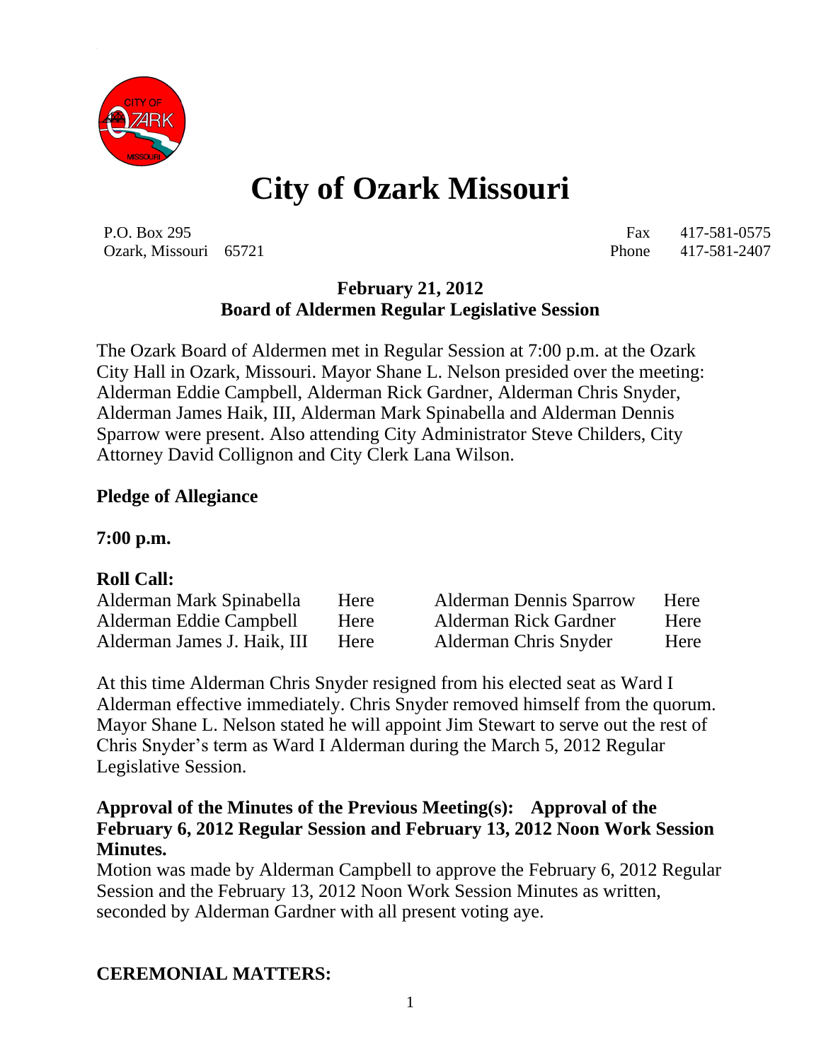# City of Ozark Missouri

P.O. Box 295
Ozark, Missouri 65721

Fax 417-581-0575
Phone 417-581-2407

**February 21, 2012**
**Board of Aldermen Regular Legislative Session**

The Ozark Board of Aldermen met in Regular Session at 7:00 p.m. at the Ozark City Hall in Ozark, Missouri. Mayor Shane L. Nelson presided over the meeting: Alderman Eddie Campbell, Alderman Rick Gardner, Alderman Chris Snyder, Alderman James Haik, III, Alderman Mark Spinabella and Alderman Dennis Sparrow were present. Also attending City Administrator Steve Childers, City Attorney David Collignon and City Clerk Lana Wilson.

**Pledge of Allegiance**

**7:00 p.m.**

**Roll Call:**

| | | | |
|---|---|---|---|
| Alderman Mark Spinabella | Here | Alderman Dennis Sparrow | Here |
| Alderman Eddie Campbell | Here | Alderman Rick Gardner | Here |
| Alderman James J. Haik, III | Here | Alderman Chris Snyder | Here |

At this time Alderman Chris Snyder resigned from his elected seat as Ward I Alderman effective immediately. Chris Snyder removed himself from the quorum. Mayor Shane L. Nelson stated he will appoint Jim Stewart to serve out the rest of Chris Snyder's term as Ward I Alderman during the March 5, 2012 Regular Legislative Session.

**Approval of the Minutes of the Previous Meeting(s): Approval of the February 6, 2012 Regular Session and February 13, 2012 Noon Work Session Minutes.**

Motion was made by Alderman Campbell to approve the February 6, 2012 Regular Session and the February 13, 2012 Noon Work Session Minutes as written, seconded by Alderman Gardner with all present voting aye.

**CEREMONIAL MATTERS:**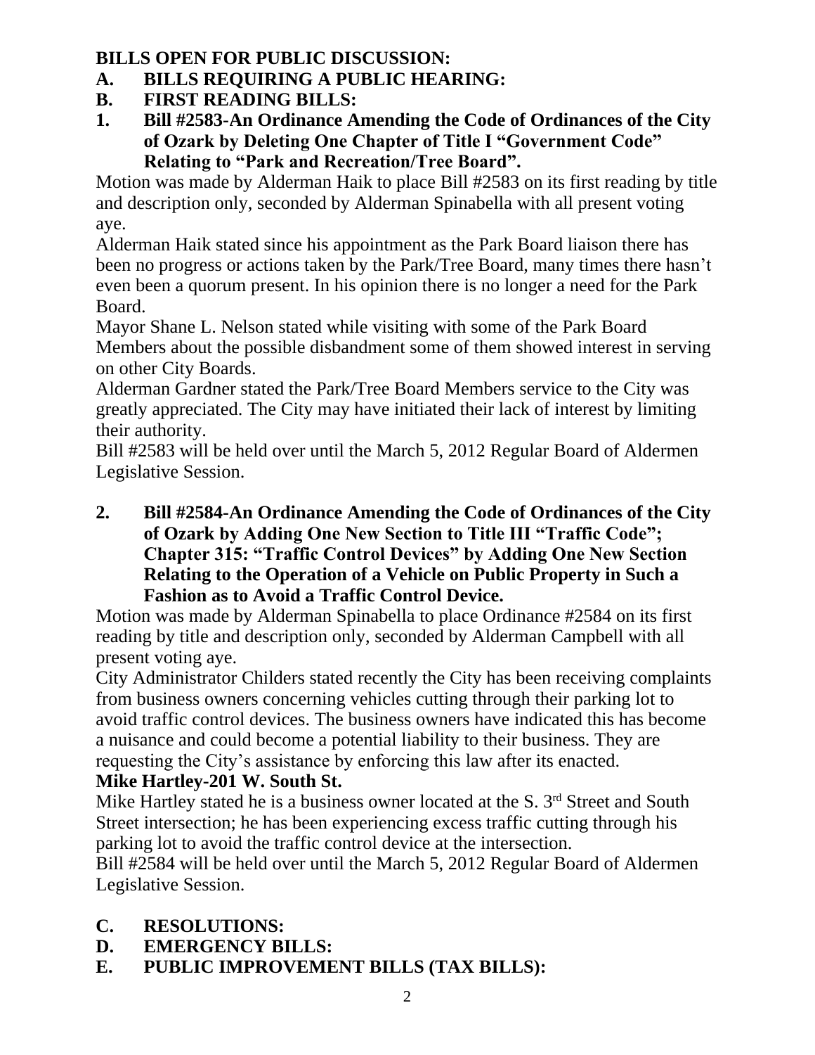**BILLS OPEN FOR PUBLIC DISCUSSION:**

**A. BILLS REQUIRING A PUBLIC HEARING:**

**B. FIRST READING BILLS:**

**1. Bill #2583-An Ordinance Amending the Code of Ordinances of the City of Ozark by Deleting One Chapter of Title I "Government Code" Relating to "Park and Recreation/Tree Board".**

Motion was made by Alderman Haik to place Bill #2583 on its first reading by title and description only, seconded by Alderman Spinabella with all present voting aye.

Alderman Haik stated since his appointment as the Park Board liaison there has been no progress or actions taken by the Park/Tree Board, many times there hasn't even been a quorum present. In his opinion there is no longer a need for the Park Board.

Mayor Shane L. Nelson stated while visiting with some of the Park Board Members about the possible disbandment some of them showed interest in serving on other City Boards.

Alderman Gardner stated the Park/Tree Board Members service to the City was greatly appreciated. The City may have initiated their lack of interest by limiting their authority.

Bill #2583 will be held over until the March 5, 2012 Regular Board of Aldermen Legislative Session.

**2. Bill #2584-An Ordinance Amending the Code of Ordinances of the City of Ozark by Adding One New Section to Title III "Traffic Code"; Chapter 315: "Traffic Control Devices" by Adding One New Section Relating to the Operation of a Vehicle on Public Property in Such a Fashion as to Avoid a Traffic Control Device.**

Motion was made by Alderman Spinabella to place Ordinance #2584 on its first reading by title and description only, seconded by Alderman Campbell with all present voting aye.

City Administrator Childers stated recently the City has been receiving complaints from business owners concerning vehicles cutting through their parking lot to avoid traffic control devices. The business owners have indicated this has become a nuisance and could become a potential liability to their business. They are requesting the City's assistance by enforcing this law after its enacted.

**Mike Hartley-201 W. South St.**

Mike Hartley stated he is a business owner located at the S. 3rd Street and South Street intersection; he has been experiencing excess traffic cutting through his parking lot to avoid the traffic control device at the intersection.

Bill #2584 will be held over until the March 5, 2012 Regular Board of Aldermen Legislative Session.

**C. RESOLUTIONS:**

**D. EMERGENCY BILLS:**

**E. PUBLIC IMPROVEMENT BILLS (TAX BILLS):**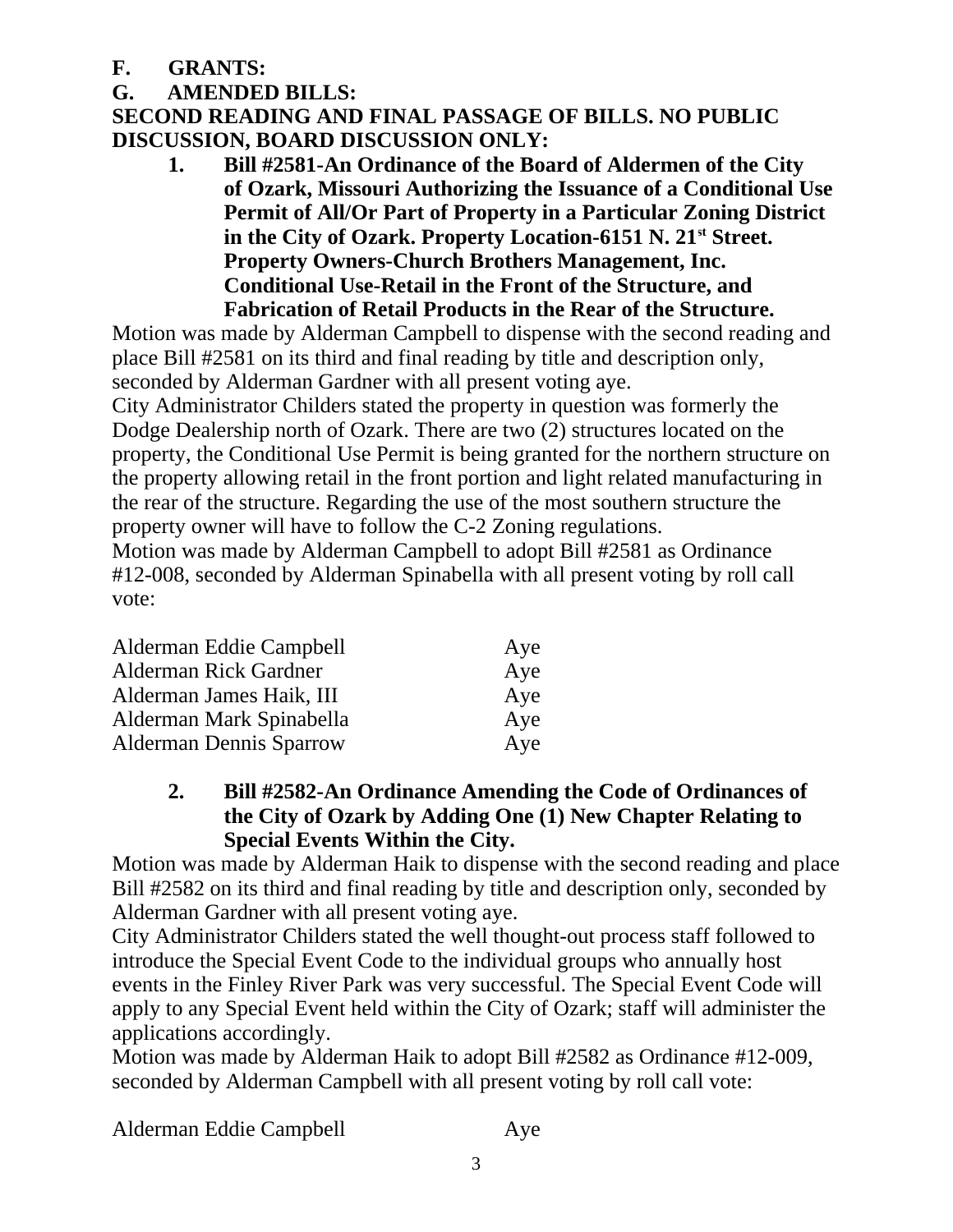**F. GRANTS:**

**G. AMENDED BILLS:**

**SECOND READING AND FINAL PASSAGE OF BILLS. NO PUBLIC DISCUSSION, BOARD DISCUSSION ONLY:**

1. **Bill #2581-An Ordinance of the Board of Aldermen of the City of Ozark, Missouri Authorizing the Issuance of a Conditional Use Permit of All/Or Part of Property in a Particular Zoning District in the City of Ozark. Property Location-6151 N. 21st Street. Property Owners-Church Brothers Management, Inc. Conditional Use-Retail in the Front of the Structure, and Fabrication of Retail Products in the Rear of the Structure.**

Motion was made by Alderman Campbell to dispense with the second reading and place Bill #2581 on its third and final reading by title and description only, seconded by Alderman Gardner with all present voting aye.

City Administrator Childers stated the property in question was formerly the Dodge Dealership north of Ozark. There are two (2) structures located on the property, the Conditional Use Permit is being granted for the northern structure on the property allowing retail in the front portion and light related manufacturing in the rear of the structure. Regarding the use of the most southern structure the property owner will have to follow the C-2 Zoning regulations.

Motion was made by Alderman Campbell to adopt Bill #2581 as Ordinance #12-008, seconded by Alderman Spinabella with all present voting by roll call vote:

| | |
|---|---|
| Alderman Eddie Campbell | Aye |
| Alderman Rick Gardner | Aye |
| Alderman James Haik, III | Aye |
| Alderman Mark Spinabella | Aye |
| Alderman Dennis Sparrow | Aye |

2. **Bill #2582-An Ordinance Amending the Code of Ordinances of the City of Ozark by Adding One (1) New Chapter Relating to Special Events Within the City.**

Motion was made by Alderman Haik to dispense with the second reading and place Bill #2582 on its third and final reading by title and description only, seconded by Alderman Gardner with all present voting aye.

City Administrator Childers stated the well thought-out process staff followed to introduce the Special Event Code to the individual groups who annually host events in the Finley River Park was very successful. The Special Event Code will apply to any Special Event held within the City of Ozark; staff will administer the applications accordingly.

Motion was made by Alderman Haik to adopt Bill #2582 as Ordinance #12-009, seconded by Alderman Campbell with all present voting by roll call vote:

| | |
|---|---|
| Alderman Eddie Campbell | Aye |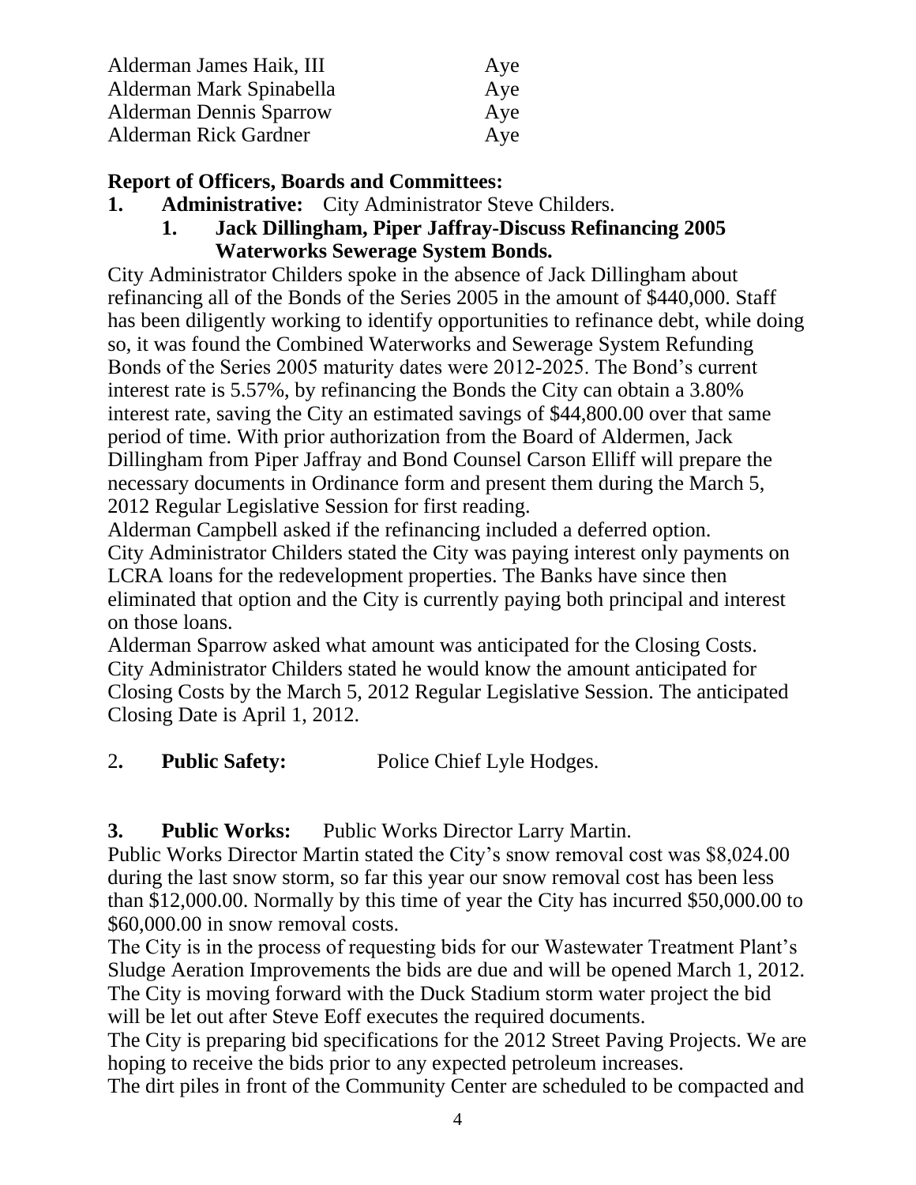| | |
|---|---|
| Alderman James Haik, III | Aye |
| Alderman Mark Spinabella | Aye |
| Alderman Dennis Sparrow | Aye |
| Alderman Rick Gardner | Aye |

**Report of Officers, Boards and Committees:**

1. **Administrative:** City Administrator Steve Childers.
   1. **Jack Dillingham, Piper Jaffray-Discuss Refinancing 2005 Waterworks Sewerage System Bonds.**

City Administrator Childers spoke in the absence of Jack Dillingham about refinancing all of the Bonds of the Series 2005 in the amount of $440,000. Staff has been diligently working to identify opportunities to refinance debt, while doing so, it was found the Combined Waterworks and Sewerage System Refunding Bonds of the Series 2005 maturity dates were 2012-2025. The Bond's current interest rate is 5.57%, by refinancing the Bonds the City can obtain a 3.80% interest rate, saving the City an estimated savings of $44,800.00 over that same period of time. With prior authorization from the Board of Aldermen, Jack Dillingham from Piper Jaffray and Bond Counsel Carson Elliff will prepare the necessary documents in Ordinance form and present them during the March 5, 2012 Regular Legislative Session for first reading.

Alderman Campbell asked if the refinancing included a deferred option.

City Administrator Childers stated the City was paying interest only payments on LCRA loans for the redevelopment properties. The Banks have since then eliminated that option and the City is currently paying both principal and interest on those loans.

Alderman Sparrow asked what amount was anticipated for the Closing Costs.

City Administrator Childers stated he would know the amount anticipated for Closing Costs by the March 5, 2012 Regular Legislative Session. The anticipated Closing Date is April 1, 2012.

2. **Public Safety:** Police Chief Lyle Hodges.

3. **Public Works:** Public Works Director Larry Martin.

Public Works Director Martin stated the City's snow removal cost was $8,024.00 during the last snow storm, so far this year our snow removal cost has been less than $12,000.00. Normally by this time of year the City has incurred $50,000.00 to $60,000.00 in snow removal costs.

The City is in the process of requesting bids for our Wastewater Treatment Plant's Sludge Aeration Improvements the bids are due and will be opened March 1, 2012.

The City is moving forward with the Duck Stadium storm water project the bid will be let out after Steve Eoff executes the required documents.

The City is preparing bid specifications for the 2012 Street Paving Projects. We are hoping to receive the bids prior to any expected petroleum increases.

The dirt piles in front of the Community Center are scheduled to be compacted and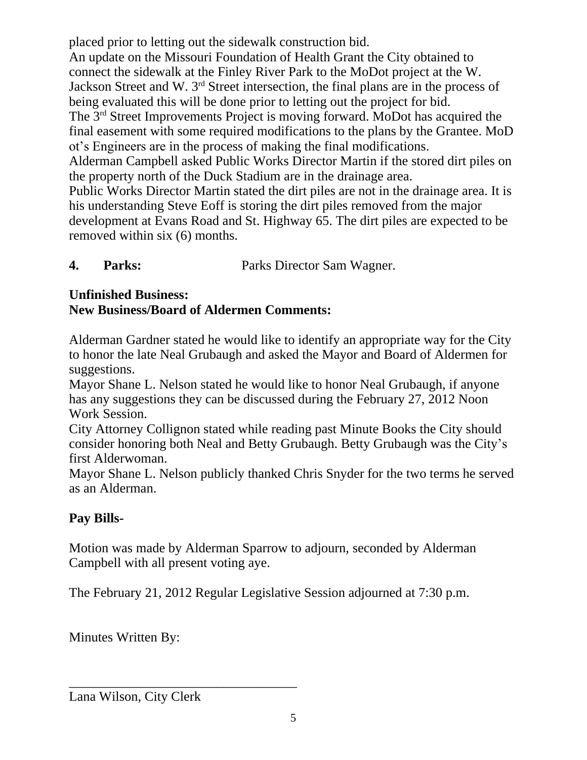placed prior to letting out the sidewalk construction bid.
An update on the Missouri Foundation of Health Grant the City obtained to connect the sidewalk at the Finley River Park to the MoDot project at the W. Jackson Street and W. 3rd Street intersection, the final plans are in the process of being evaluated this will be done prior to letting out the project for bid.
The 3rd Street Improvements Project is moving forward. MoDot has acquired the final easement with some required modifications to the plans by the Grantee. MoDot's Engineers are in the process of making the final modifications.
Alderman Campbell asked Public Works Director Martin if the stored dirt piles on the property north of the Duck Stadium are in the drainage area.
Public Works Director Martin stated the dirt piles are not in the drainage area. It is his understanding Steve Eoff is storing the dirt piles removed from the major development at Evans Road and St. Highway 65. The dirt piles are expected to be removed within six (6) months.

**4. Parks:** Parks Director Sam Wagner.

**Unfinished Business:**
**New Business/Board of Aldermen Comments:**

Alderman Gardner stated he would like to identify an appropriate way for the City to honor the late Neal Grubaugh and asked the Mayor and Board of Aldermen for suggestions.
Mayor Shane L. Nelson stated he would like to honor Neal Grubaugh, if anyone has any suggestions they can be discussed during the February 27, 2012 Noon Work Session.
City Attorney Collignon stated while reading past Minute Books the City should consider honoring both Neal and Betty Grubaugh. Betty Grubaugh was the City's first Alderwoman.
Mayor Shane L. Nelson publicly thanked Chris Snyder for the two terms he served as an Alderman.

**Pay Bills-**

Motion was made by Alderman Sparrow to adjourn, seconded by Alderman Campbell with all present voting aye.

The February 21, 2012 Regular Legislative Session adjourned at 7:30 p.m.

Minutes Written By:

___________________________________
Lana Wilson, City Clerk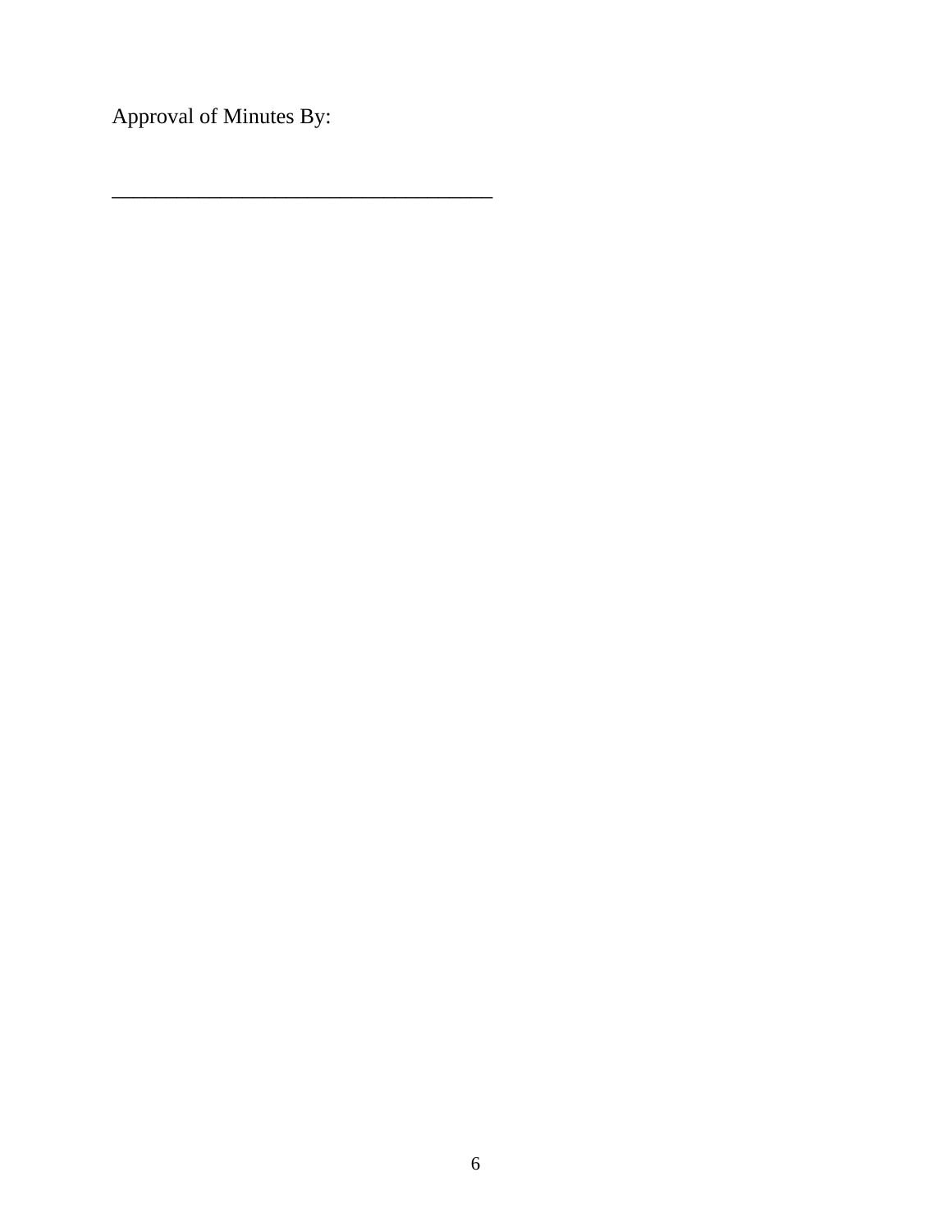Approval of Minutes By:

_____________________________________